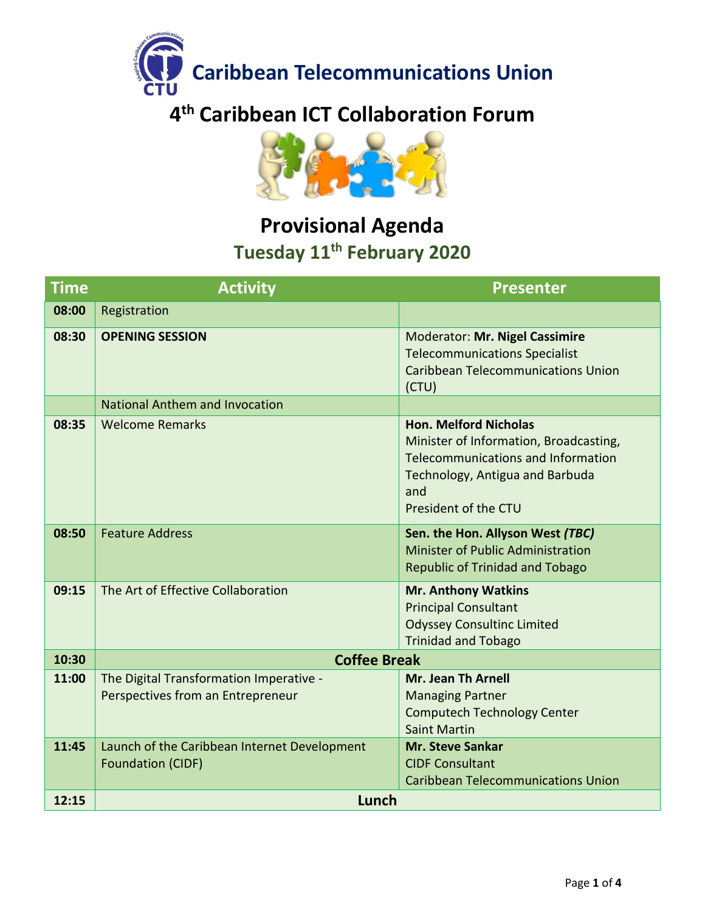# Caribbean Telecommunications Union

# 4th Caribbean ICT Collaboration Forum

## Provisional Agenda

### Tuesday 11th February 2020

| Time | Activity | Presenter |
|---|---|---|
| 08:00 | Registration | |
| 08:30 | **OPENING SESSION** | Moderator: **Mr. Nigel Cassimire**<br>Telecommunications Specialist<br>Caribbean Telecommunications Union (CTU) |
| | National Anthem and Invocation | |
| 08:35 | Welcome Remarks | **Hon. Melford Nicholas**<br>Minister of Information, Broadcasting, Telecommunications and Information Technology, Antigua and Barbuda<br>and<br>President of the CTU |
| 08:50 | Feature Address | **Sen. the Hon. Allyson West *(TBC)***<br>Minister of Public Administration<br>Republic of Trinidad and Tobago |
| 09:15 | The Art of Effective Collaboration | **Mr. Anthony Watkins**<br>Principal Consultant<br>Odyssey Consultinc Limited<br>Trinidad and Tobago |
| 10:30 | **Coffee Break** | |
| 11:00 | The Digital Transformation Imperative - Perspectives from an Entrepreneur | **Mr. Jean Th Arnell**<br>Managing Partner<br>Computech Technology Center<br>Saint Martin |
| 11:45 | Launch of the Caribbean Internet Development Foundation (CIDF) | **Mr. Steve Sankar**<br>CIDF Consultant<br>Caribbean Telecommunications Union |
| 12:15 | **Lunch** | |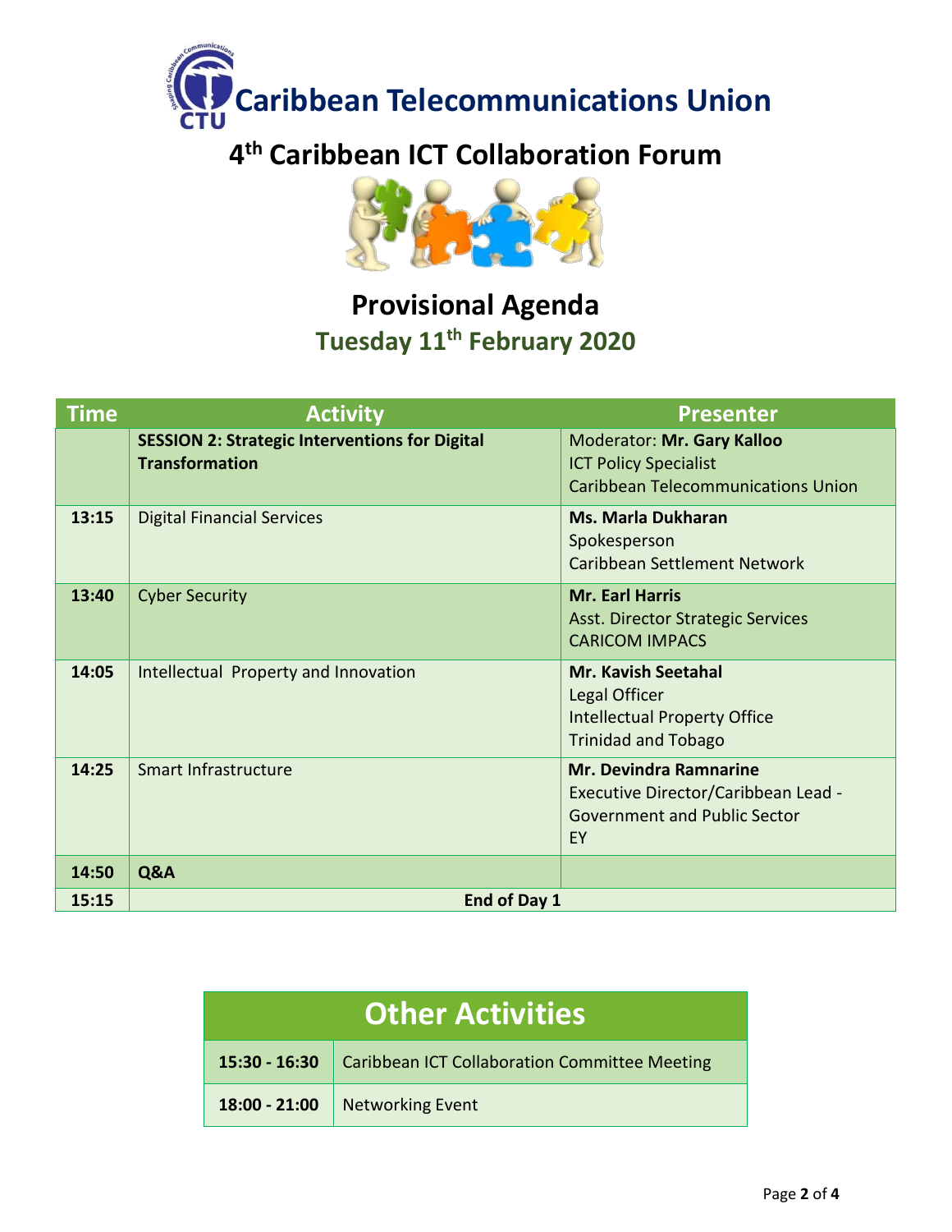# Caribbean Telecommunications Union

## 4th Caribbean ICT Collaboration Forum

## Provisional Agenda

### Tuesday 11th February 2020

| Time | Activity | Presenter |
|---|---|---|
| | **SESSION 2: Strategic Interventions for Digital Transformation** | Moderator: **Mr. Gary Kalloo**<br>ICT Policy Specialist<br>Caribbean Telecommunications Union |
| **13:15** | Digital Financial Services | **Ms. Marla Dukharan**<br>Spokesperson<br>Caribbean Settlement Network |
| **13:40** | Cyber Security | **Mr. Earl Harris**<br>Asst. Director Strategic Services<br>CARICOM IMPACS |
| **14:05** | Intellectual Property and Innovation | **Mr. Kavish Seetahal**<br>Legal Officer<br>Intellectual Property Office<br>Trinidad and Tobago |
| **14:25** | Smart Infrastructure | **Mr. Devindra Ramnarine**<br>Executive Director/Caribbean Lead - Government and Public Sector<br>EY |
| **14:50** | **Q&A** | |
| **15:15** | **End of Day 1** | |

| Other Activities | |
|---|---|
| **15:30 - 16:30** | Caribbean ICT Collaboration Committee Meeting |
| **18:00 - 21:00** | Networking Event |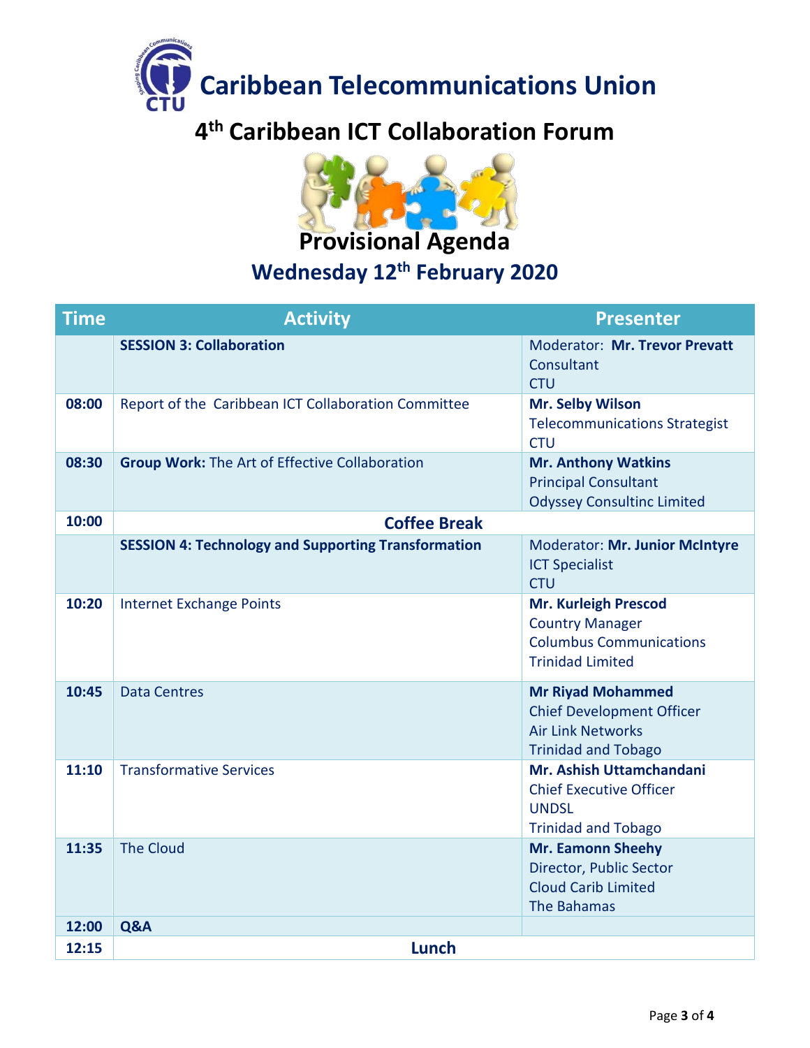# Caribbean Telecommunications Union

## 4th Caribbean ICT Collaboration Forum

## Provisional Agenda

### Wednesday 12th February 2020

| Time | Activity | Presenter |
|---|---|---|
| | **SESSION 3: Collaboration** | Moderator: **Mr. Trevor Prevatt**<br>Consultant<br>CTU |
| **08:00** | Report of the Caribbean ICT Collaboration Committee | **Mr. Selby Wilson**<br>Telecommunications Strategist<br>CTU |
| **08:30** | **Group Work:** The Art of Effective Collaboration | **Mr. Anthony Watkins**<br>Principal Consultant<br>Odyssey Consultinc Limited |
| **10:00** | **Coffee Break** | |
| | **SESSION 4: Technology and Supporting Transformation** | Moderator: **Mr. Junior McIntyre**<br>ICT Specialist<br>CTU |
| **10:20** | Internet Exchange Points | **Mr. Kurleigh Prescod**<br>Country Manager<br>Columbus Communications<br>Trinidad Limited |
| **10:45** | Data Centres | **Mr Riyad Mohammed**<br>Chief Development Officer<br>Air Link Networks<br>Trinidad and Tobago |
| **11:10** | Transformative Services | **Mr. Ashish Uttamchandani**<br>Chief Executive Officer<br>UNDSL<br>Trinidad and Tobago |
| **11:35** | The Cloud | **Mr. Eamonn Sheehy**<br>Director, Public Sector<br>Cloud Carib Limited<br>The Bahamas |
| **12:00** | **Q&A** | |
| **12:15** | **Lunch** | |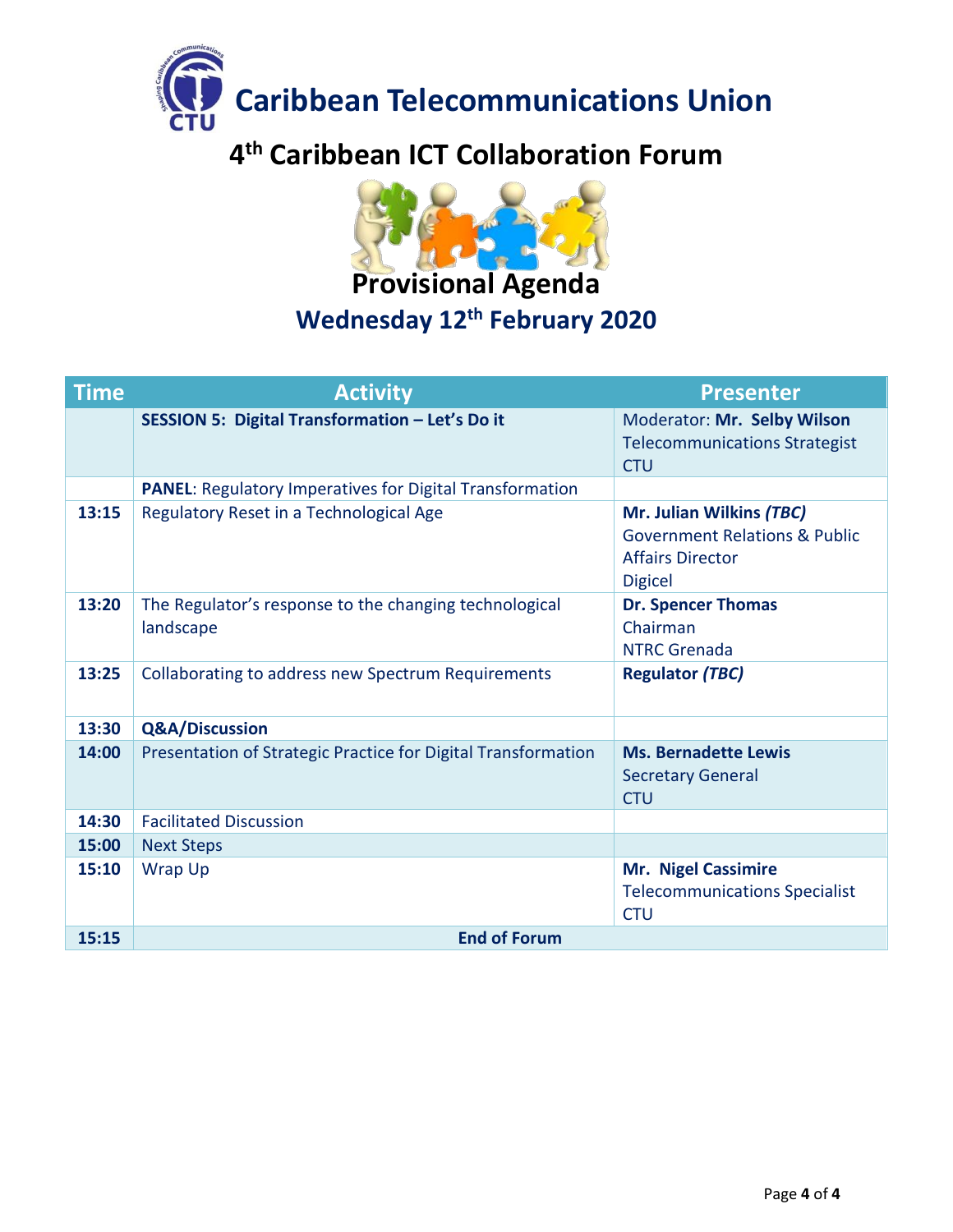# Caribbean Telecommunications Union

## 4th Caribbean ICT Collaboration Forum

## Provisional Agenda

### Wednesday 12th February 2020

| Time | Activity | Presenter |
|---|---|---|
| | **SESSION 5: Digital Transformation – Let's Do it** | Moderator: **Mr. Selby Wilson** Telecommunications Strategist CTU |
| | **PANEL**: Regulatory Imperatives for Digital Transformation | |
| **13:15** | Regulatory Reset in a Technological Age | **Mr. Julian Wilkins *(TBC)*** Government Relations & Public Affairs Director Digicel |
| **13:20** | The Regulator's response to the changing technological landscape | **Dr. Spencer Thomas** Chairman NTRC Grenada |
| **13:25** | Collaborating to address new Spectrum Requirements | **Regulator *(TBC)*** |
| **13:30** | **Q&A/Discussion** | |
| **14:00** | Presentation of Strategic Practice for Digital Transformation | **Ms. Bernadette Lewis** Secretary General CTU |
| **14:30** | Facilitated Discussion | |
| **15:00** | Next Steps | |
| **15:10** | Wrap Up | **Mr. Nigel Cassimire** Telecommunications Specialist CTU |
| **15:15** | **End of Forum** | |